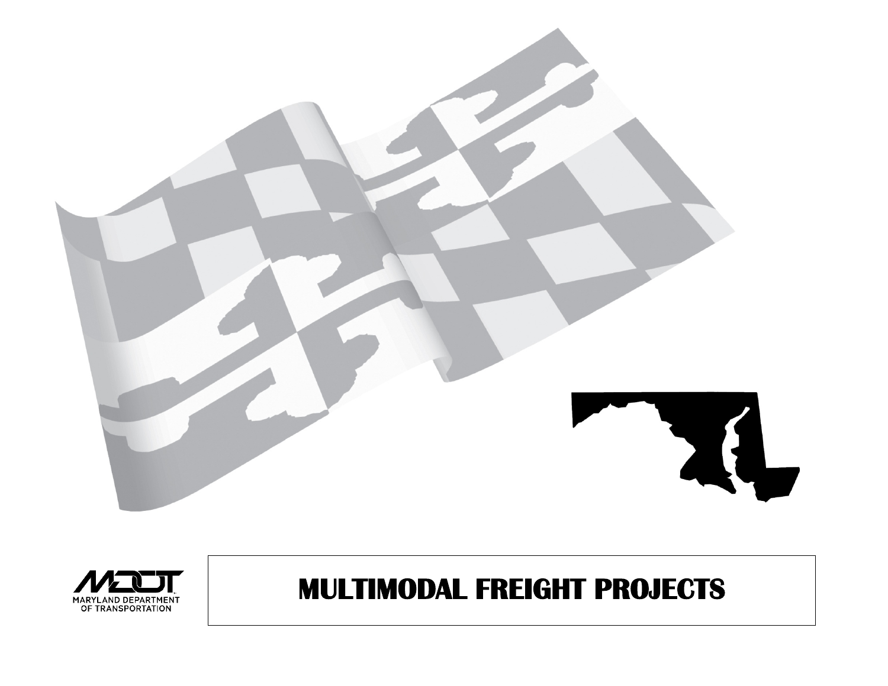MDOT
MARYLAND DEPARTMENT OF TRANSPORTATION

# MULTIMODAL FREIGHT PROJECTS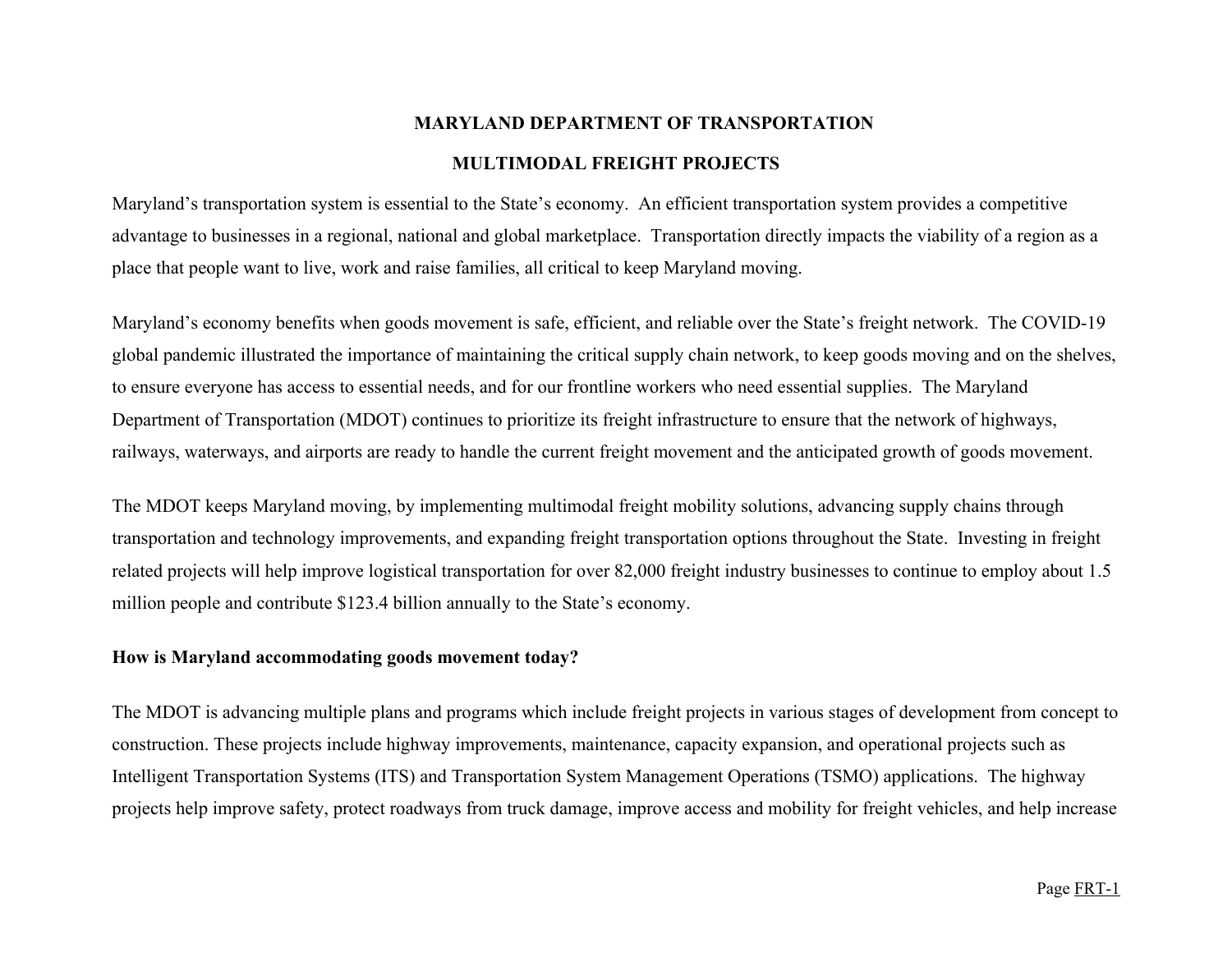# MARYLAND DEPARTMENT OF TRANSPORTATION

## MULTIMODAL FREIGHT PROJECTS

Maryland's transportation system is essential to the State's economy. An efficient transportation system provides a competitive advantage to businesses in a regional, national and global marketplace. Transportation directly impacts the viability of a region as a place that people want to live, work and raise families, all critical to keep Maryland moving.

Maryland's economy benefits when goods movement is safe, efficient, and reliable over the State's freight network. The COVID-19 global pandemic illustrated the importance of maintaining the critical supply chain network, to keep goods moving and on the shelves, to ensure everyone has access to essential needs, and for our frontline workers who need essential supplies. The Maryland Department of Transportation (MDOT) continues to prioritize its freight infrastructure to ensure that the network of highways, railways, waterways, and airports are ready to handle the current freight movement and the anticipated growth of goods movement.

The MDOT keeps Maryland moving, by implementing multimodal freight mobility solutions, advancing supply chains through transportation and technology improvements, and expanding freight transportation options throughout the State. Investing in freight related projects will help improve logistical transportation for over 82,000 freight industry businesses to continue to employ about 1.5 million people and contribute $123.4 billion annually to the State's economy.

**How is Maryland accommodating goods movement today?**

The MDOT is advancing multiple plans and programs which include freight projects in various stages of development from concept to construction. These projects include highway improvements, maintenance, capacity expansion, and operational projects such as Intelligent Transportation Systems (ITS) and Transportation System Management Operations (TSMO) applications. The highway projects help improve safety, protect roadways from truck damage, improve access and mobility for freight vehicles, and help increase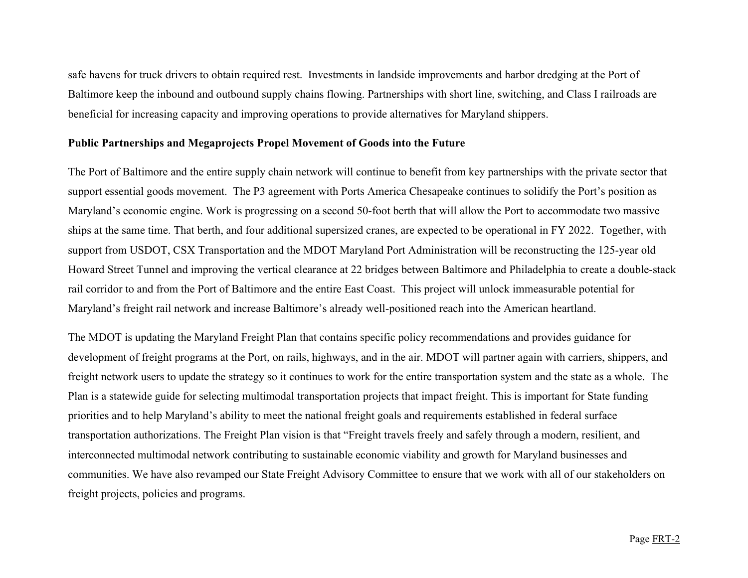safe havens for truck drivers to obtain required rest. Investments in landside improvements and harbor dredging at the Port of Baltimore keep the inbound and outbound supply chains flowing. Partnerships with short line, switching, and Class I railroads are beneficial for increasing capacity and improving operations to provide alternatives for Maryland shippers.

**Public Partnerships and Megaprojects Propel Movement of Goods into the Future**

The Port of Baltimore and the entire supply chain network will continue to benefit from key partnerships with the private sector that support essential goods movement. The P3 agreement with Ports America Chesapeake continues to solidify the Port's position as Maryland's economic engine. Work is progressing on a second 50-foot berth that will allow the Port to accommodate two massive ships at the same time. That berth, and four additional supersized cranes, are expected to be operational in FY 2022. Together, with support from USDOT, CSX Transportation and the MDOT Maryland Port Administration will be reconstructing the 125-year old Howard Street Tunnel and improving the vertical clearance at 22 bridges between Baltimore and Philadelphia to create a double-stack rail corridor to and from the Port of Baltimore and the entire East Coast. This project will unlock immeasurable potential for Maryland's freight rail network and increase Baltimore's already well-positioned reach into the American heartland.

The MDOT is updating the Maryland Freight Plan that contains specific policy recommendations and provides guidance for development of freight programs at the Port, on rails, highways, and in the air. MDOT will partner again with carriers, shippers, and freight network users to update the strategy so it continues to work for the entire transportation system and the state as a whole. The Plan is a statewide guide for selecting multimodal transportation projects that impact freight. This is important for State funding priorities and to help Maryland's ability to meet the national freight goals and requirements established in federal surface transportation authorizations. The Freight Plan vision is that "Freight travels freely and safely through a modern, resilient, and interconnected multimodal network contributing to sustainable economic viability and growth for Maryland businesses and communities. We have also revamped our State Freight Advisory Committee to ensure that we work with all of our stakeholders on freight projects, policies and programs.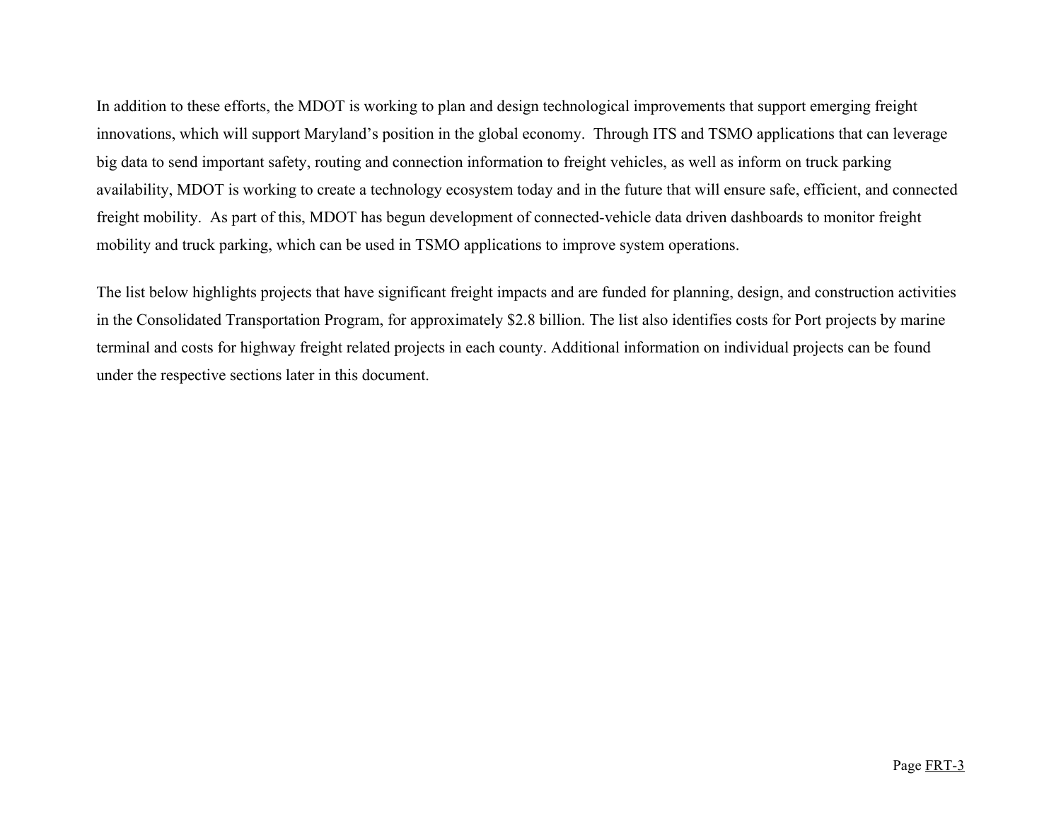In addition to these efforts, the MDOT is working to plan and design technological improvements that support emerging freight innovations, which will support Maryland's position in the global economy.  Through ITS and TSMO applications that can leverage big data to send important safety, routing and connection information to freight vehicles, as well as inform on truck parking availability, MDOT is working to create a technology ecosystem today and in the future that will ensure safe, efficient, and connected freight mobility.  As part of this, MDOT has begun development of connected-vehicle data driven dashboards to monitor freight mobility and truck parking, which can be used in TSMO applications to improve system operations.

The list below highlights projects that have significant freight impacts and are funded for planning, design, and construction activities in the Consolidated Transportation Program, for approximately $2.8 billion. The list also identifies costs for Port projects by marine terminal and costs for highway freight related projects in each county. Additional information on individual projects can be found under the respective sections later in this document.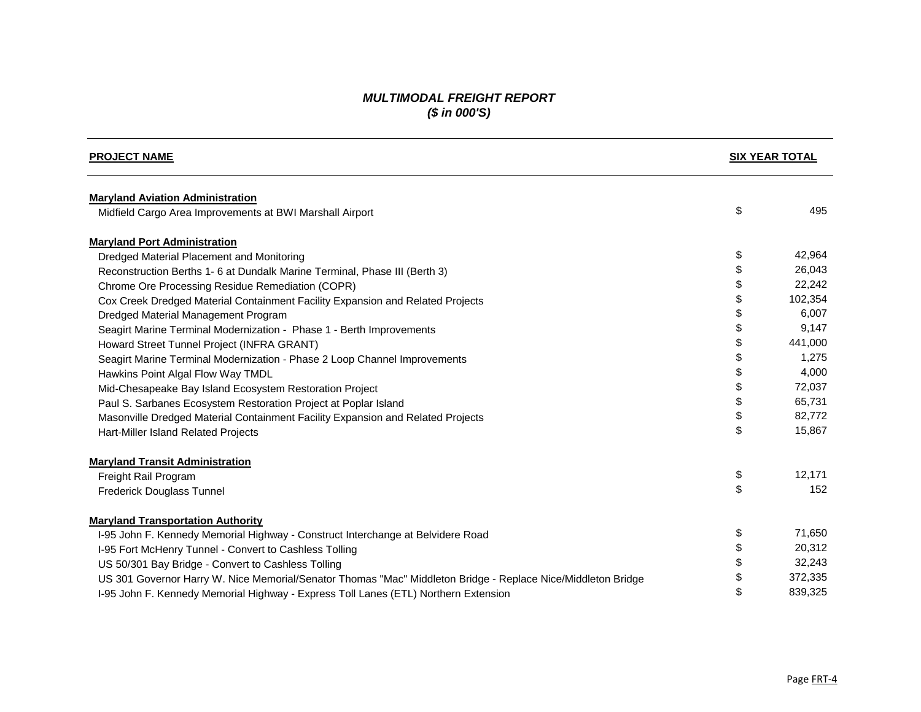## *MULTIMODAL FREIGHT REPORT*
## *($ in 000'S)*

| PROJECT NAME | SIX YEAR TOTAL |
|---|---|
| **Maryland Aviation Administration** | |
| Midfield Cargo Area Improvements at BWI Marshall Airport | $ 495 |
| **Maryland Port Administration** | |
| Dredged Material Placement and Monitoring | $ 42,964 |
| Reconstruction Berths 1- 6 at Dundalk Marine Terminal, Phase III (Berth 3) | $ 26,043 |
| Chrome Ore Processing Residue Remediation (COPR) | $ 22,242 |
| Cox Creek Dredged Material Containment Facility Expansion and Related Projects | $ 102,354 |
| Dredged Material Management Program | $ 6,007 |
| Seagirt Marine Terminal Modernization - Phase 1 - Berth Improvements | $ 9,147 |
| Howard Street Tunnel Project (INFRA GRANT) | $ 441,000 |
| Seagirt Marine Terminal Modernization - Phase 2 Loop Channel Improvements | $ 1,275 |
| Hawkins Point Algal Flow Way TMDL | $ 4,000 |
| Mid-Chesapeake Bay Island Ecosystem Restoration Project | $ 72,037 |
| Paul S. Sarbanes Ecosystem Restoration Project at Poplar Island | $ 65,731 |
| Masonville Dredged Material Containment Facility Expansion and Related Projects | $ 82,772 |
| Hart-Miller Island Related Projects | $ 15,867 |
| **Maryland Transit Administration** | |
| Freight Rail Program | $ 12,171 |
| Frederick Douglass Tunnel | $ 152 |
| **Maryland Transportation Authority** | |
| I-95 John F. Kennedy Memorial Highway - Construct Interchange at Belvidere Road | $ 71,650 |
| I-95 Fort McHenry Tunnel - Convert to Cashless Tolling | $ 20,312 |
| US 50/301 Bay Bridge - Convert to Cashless Tolling | $ 32,243 |
| US 301 Governor Harry W. Nice Memorial/Senator Thomas "Mac" Middleton Bridge - Replace Nice/Middleton Bridge | $ 372,335 |
| I-95 John F. Kennedy Memorial Highway - Express Toll Lanes (ETL) Northern Extension | $ 839,325 |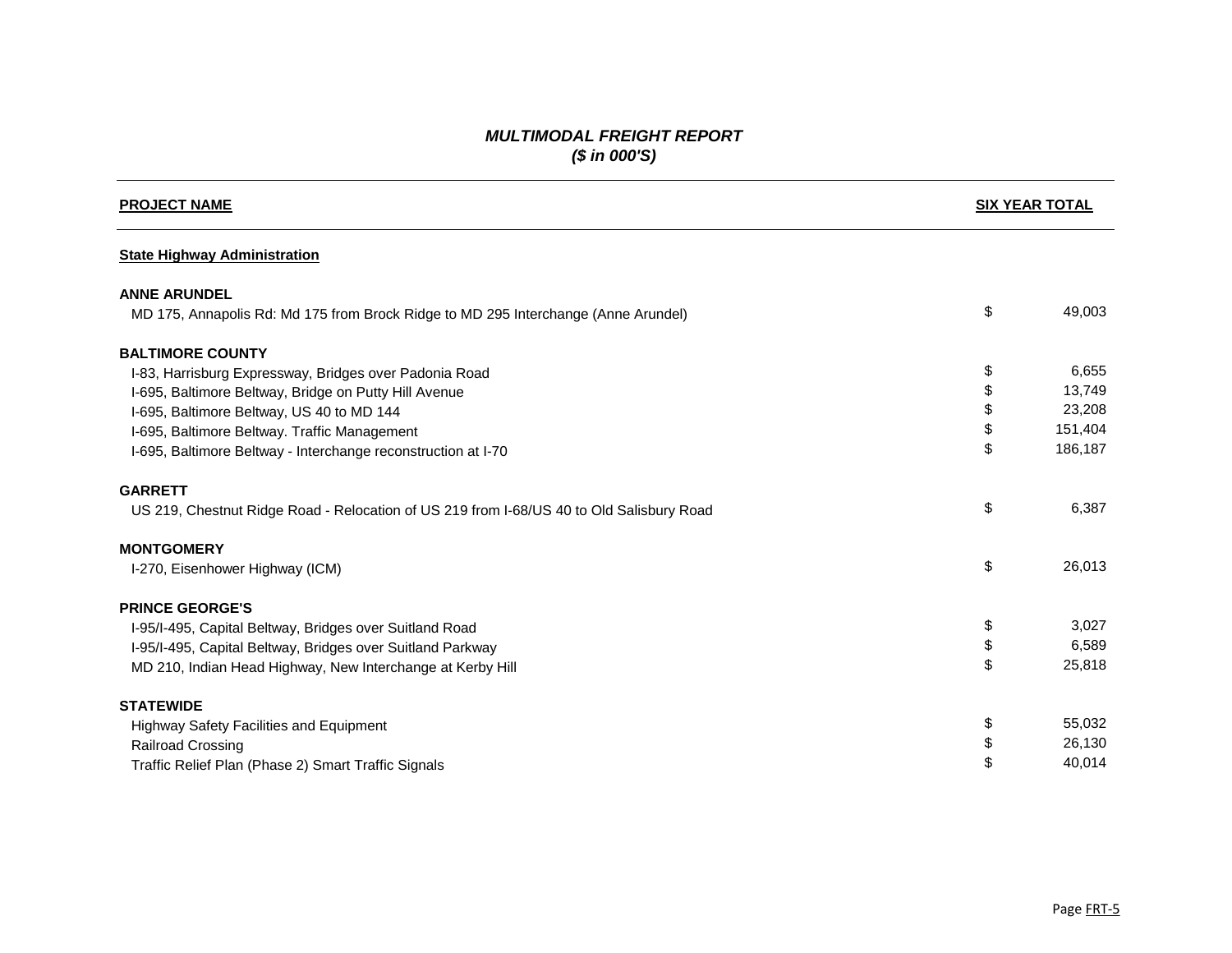***MULTIMODAL FREIGHT REPORT***
***($ in 000'S)***

| PROJECT NAME | SIX YEAR TOTAL |
|---|---|
| **State Highway Administration** | |
| **ANNE ARUNDEL** | |
| MD 175, Annapolis Rd: Md 175 from Brock Ridge to MD 295 Interchange (Anne Arundel) | $ 49,003 |
| **BALTIMORE COUNTY** | |
| I-83, Harrisburg Expressway, Bridges over Padonia Road | $ 6,655 |
| I-695, Baltimore Beltway, Bridge on Putty Hill Avenue | $ 13,749 |
| I-695, Baltimore Beltway, US 40 to MD 144 | $ 23,208 |
| I-695, Baltimore Beltway. Traffic Management | $ 151,404 |
| I-695, Baltimore Beltway - Interchange reconstruction at I-70 | $ 186,187 |
| **GARRETT** | |
| US 219, Chestnut Ridge Road - Relocation of US 219 from I-68/US 40 to Old Salisbury Road | $ 6,387 |
| **MONTGOMERY** | |
| I-270, Eisenhower Highway (ICM) | $ 26,013 |
| **PRINCE GEORGE'S** | |
| I-95/I-495, Capital Beltway, Bridges over Suitland Road | $ 3,027 |
| I-95/I-495, Capital Beltway, Bridges over Suitland Parkway | $ 6,589 |
| MD 210, Indian Head Highway, New Interchange at Kerby Hill | $ 25,818 |
| **STATEWIDE** | |
| Highway Safety Facilities and Equipment | $ 55,032 |
| Railroad Crossing | $ 26,130 |
| Traffic Relief Plan (Phase 2) Smart Traffic Signals | $ 40,014 |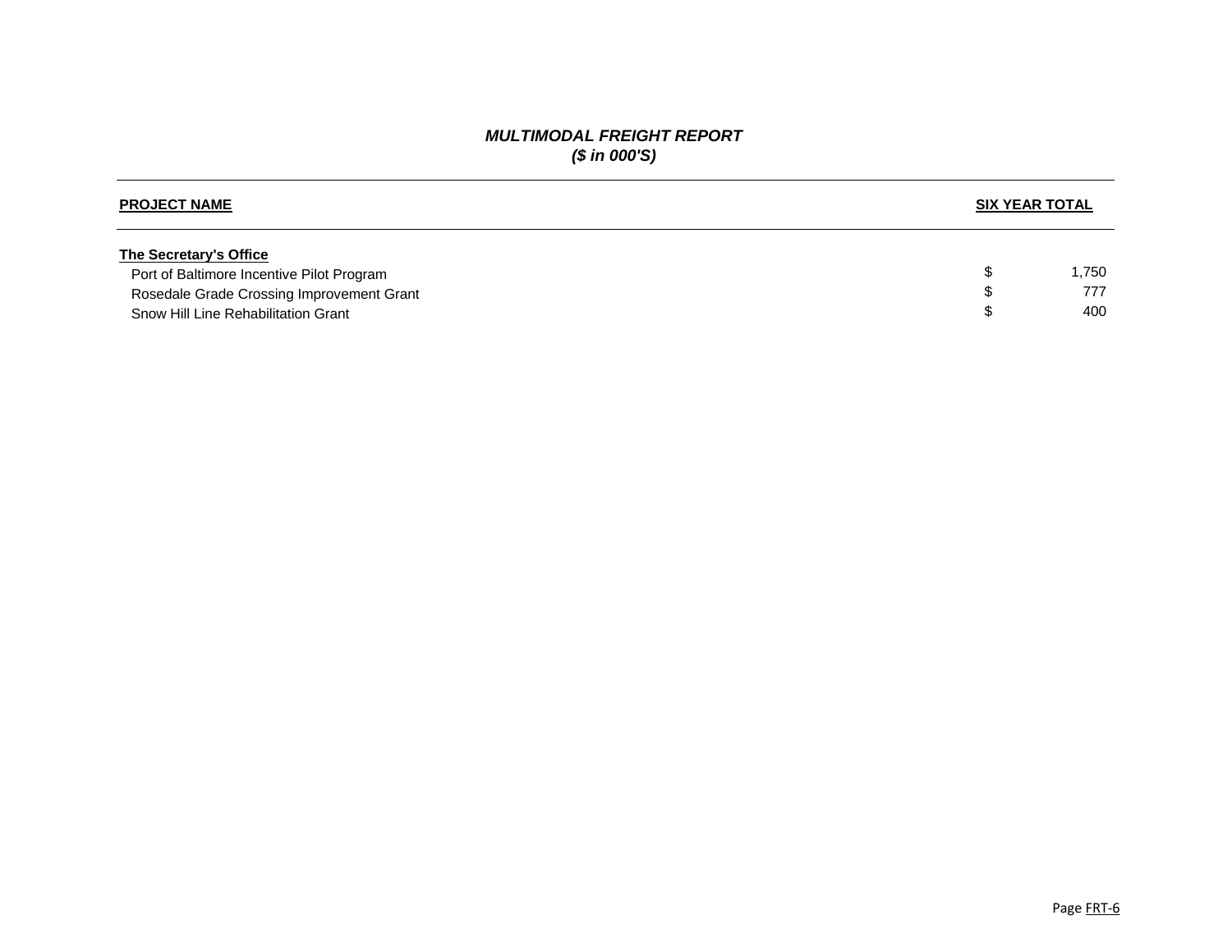# *MULTIMODAL FREIGHT REPORT*
## *($ in 000'S)*

| PROJECT NAME | SIX YEAR TOTAL |
|---|---|
| **The Secretary's Office** | |
| Port of Baltimore Incentive Pilot Program | $ 1,750 |
| Rosedale Grade Crossing Improvement Grant | $ 777 |
| Snow Hill Line Rehabilitation Grant | $ 400 |